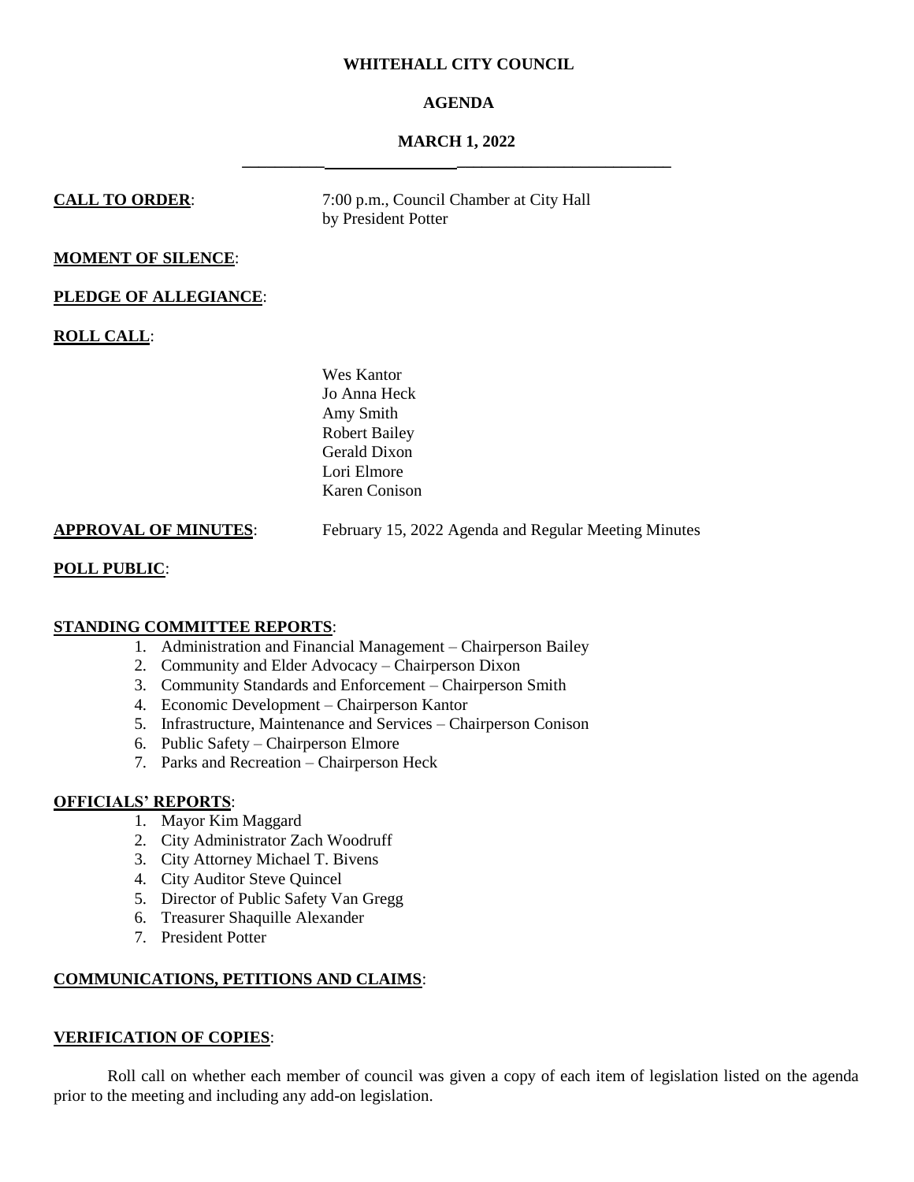**WHITEHALL CITY COUNCIL**

**AGENDA**

**MARCH 1, 2022**

---

**CALL TO ORDER**: 7:00 p.m., Council Chamber at City Hall by President Potter

**MOMENT OF SILENCE**:

**PLEDGE OF ALLEGIANCE**:

**ROLL CALL**:

Wes Kantor
Jo Anna Heck
Amy Smith
Robert Bailey
Gerald Dixon
Lori Elmore
Karen Conison

**APPROVAL OF MINUTES**: February 15, 2022 Agenda and Regular Meeting Minutes

**POLL PUBLIC**:

**STANDING COMMITTEE REPORTS**:

1. Administration and Financial Management – Chairperson Bailey
2. Community and Elder Advocacy – Chairperson Dixon
3. Community Standards and Enforcement – Chairperson Smith
4. Economic Development – Chairperson Kantor
5. Infrastructure, Maintenance and Services – Chairperson Conison
6. Public Safety – Chairperson Elmore
7. Parks and Recreation – Chairperson Heck

**OFFICIALS' REPORTS**:

1. Mayor Kim Maggard
2. City Administrator Zach Woodruff
3. City Attorney Michael T. Bivens
4. City Auditor Steve Quincel
5. Director of Public Safety Van Gregg
6. Treasurer Shaquille Alexander
7. President Potter

**COMMUNICATIONS, PETITIONS AND CLAIMS**:

**VERIFICATION OF COPIES**:

Roll call on whether each member of council was given a copy of each item of legislation listed on the agenda prior to the meeting and including any add-on legislation.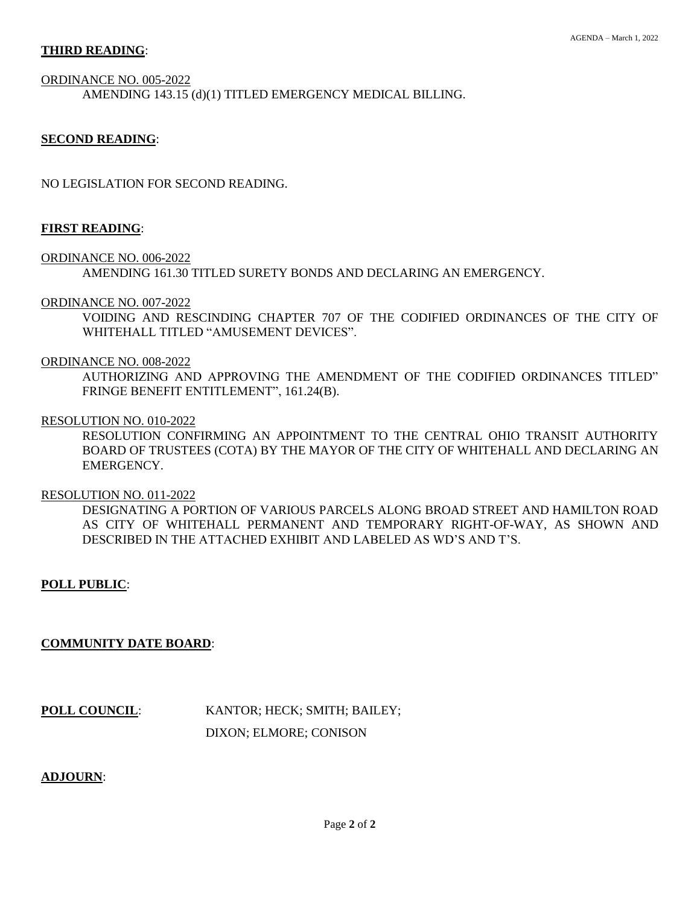**THIRD READING**:

ORDINANCE NO. 005-2022
AMENDING 143.15 (d)(1) TITLED EMERGENCY MEDICAL BILLING.

**SECOND READING**:

NO LEGISLATION FOR SECOND READING.

**FIRST READING**:

ORDINANCE NO. 006-2022
AMENDING 161.30 TITLED SURETY BONDS AND DECLARING AN EMERGENCY.

ORDINANCE NO. 007-2022
VOIDING AND RESCINDING CHAPTER 707 OF THE CODIFIED ORDINANCES OF THE CITY OF WHITEHALL TITLED "AMUSEMENT DEVICES".

ORDINANCE NO. 008-2022
AUTHORIZING AND APPROVING THE AMENDMENT OF THE CODIFIED ORDINANCES TITLED" FRINGE BENEFIT ENTITLEMENT", 161.24(B).

RESOLUTION NO. 010-2022
RESOLUTION CONFIRMING AN APPOINTMENT TO THE CENTRAL OHIO TRANSIT AUTHORITY BOARD OF TRUSTEES (COTA) BY THE MAYOR OF THE CITY OF WHITEHALL AND DECLARING AN EMERGENCY.

RESOLUTION NO. 011-2022
DESIGNATING A PORTION OF VARIOUS PARCELS ALONG BROAD STREET AND HAMILTON ROAD AS CITY OF WHITEHALL PERMANENT AND TEMPORARY RIGHT-OF-WAY, AS SHOWN AND DESCRIBED IN THE ATTACHED EXHIBIT AND LABELED AS WD'S AND T'S.

**POLL PUBLIC**:

**COMMUNITY DATE BOARD**:

**POLL COUNCIL**: KANTOR; HECK; SMITH; BAILEY; DIXON; ELMORE; CONISON

**ADJOURN**: